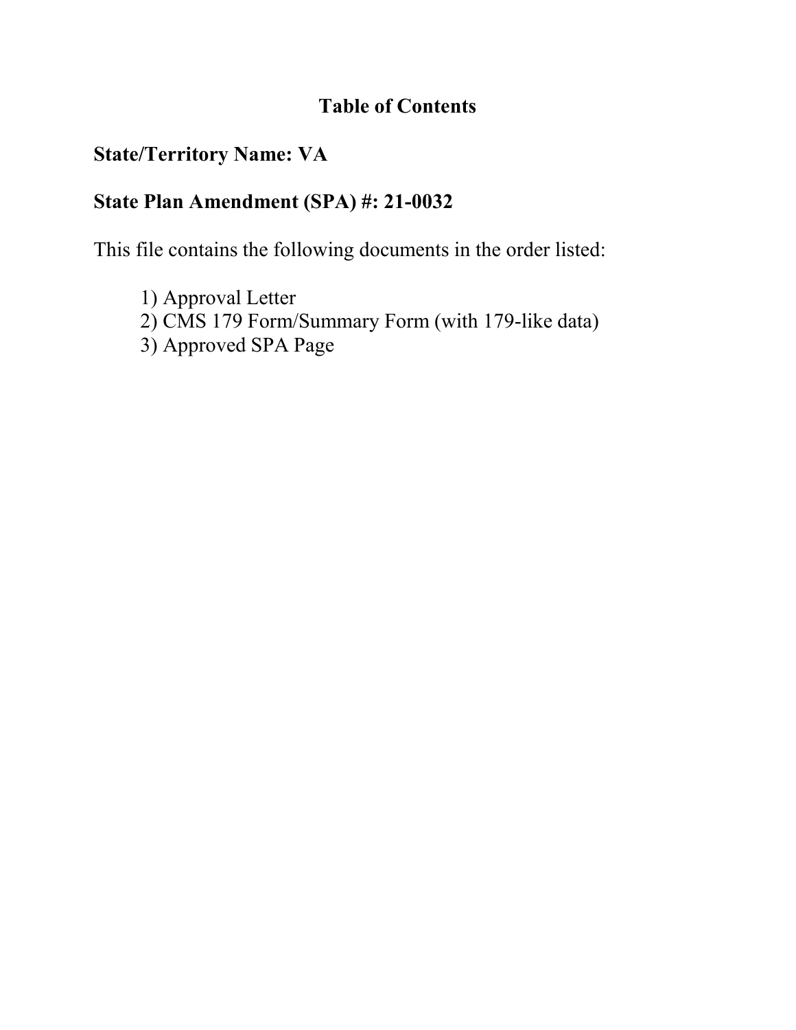# Table of Contents

**State/Territory Name: VA**

**State Plan Amendment (SPA) #: 21-0032**

This file contains the following documents in the order listed:

1) Approval Letter
2) CMS 179 Form/Summary Form (with 179-like data)
3) Approved SPA Page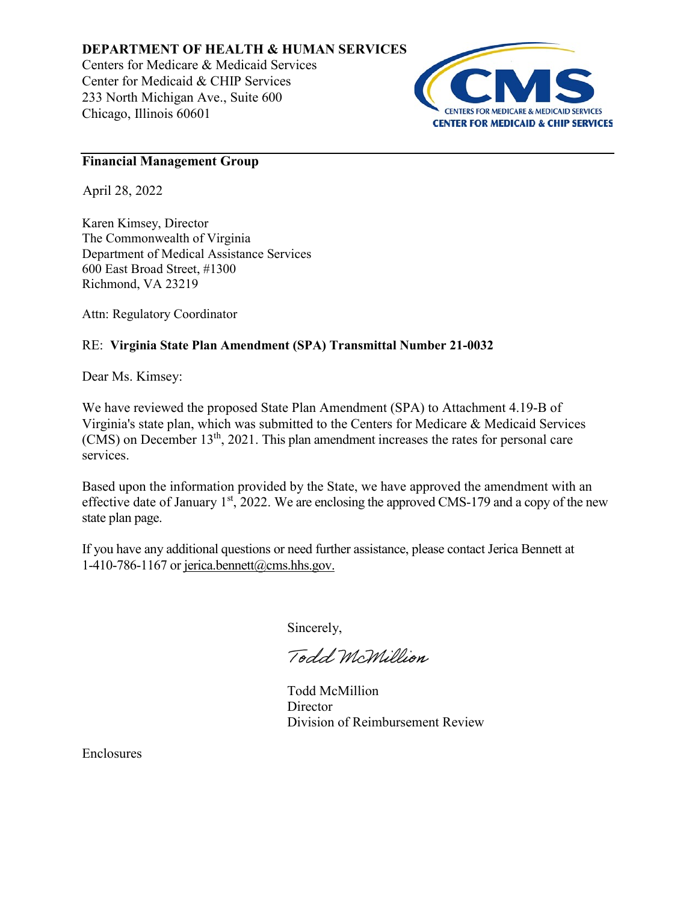**DEPARTMENT OF HEALTH & HUMAN SERVICES**
Centers for Medicare & Medicaid Services
Center for Medicaid & CHIP Services
233 North Michigan Ave., Suite 600
Chicago, Illinois 60601

**Financial Management Group**

April 28, 2022

Karen Kimsey, Director
The Commonwealth of Virginia
Department of Medical Assistance Services
600 East Broad Street, #1300
Richmond, VA 23219

Attn: Regulatory Coordinator

RE: **Virginia State Plan Amendment (SPA) Transmittal Number 21-0032**

Dear Ms. Kimsey:

We have reviewed the proposed State Plan Amendment (SPA) to Attachment 4.19-B of Virginia's state plan, which was submitted to the Centers for Medicare & Medicaid Services (CMS) on December 13th, 2021. This plan amendment increases the rates for personal care services.

Based upon the information provided by the State, we have approved the amendment with an effective date of January 1st, 2022. We are enclosing the approved CMS-179 and a copy of the new state plan page.

If you have any additional questions or need further assistance, please contact Jerica Bennett at 1-410-786-1167 or jerica.bennett@cms.hhs.gov.

Sincerely,

Todd McMillion

Todd McMillion
Director
Division of Reimbursement Review

Enclosures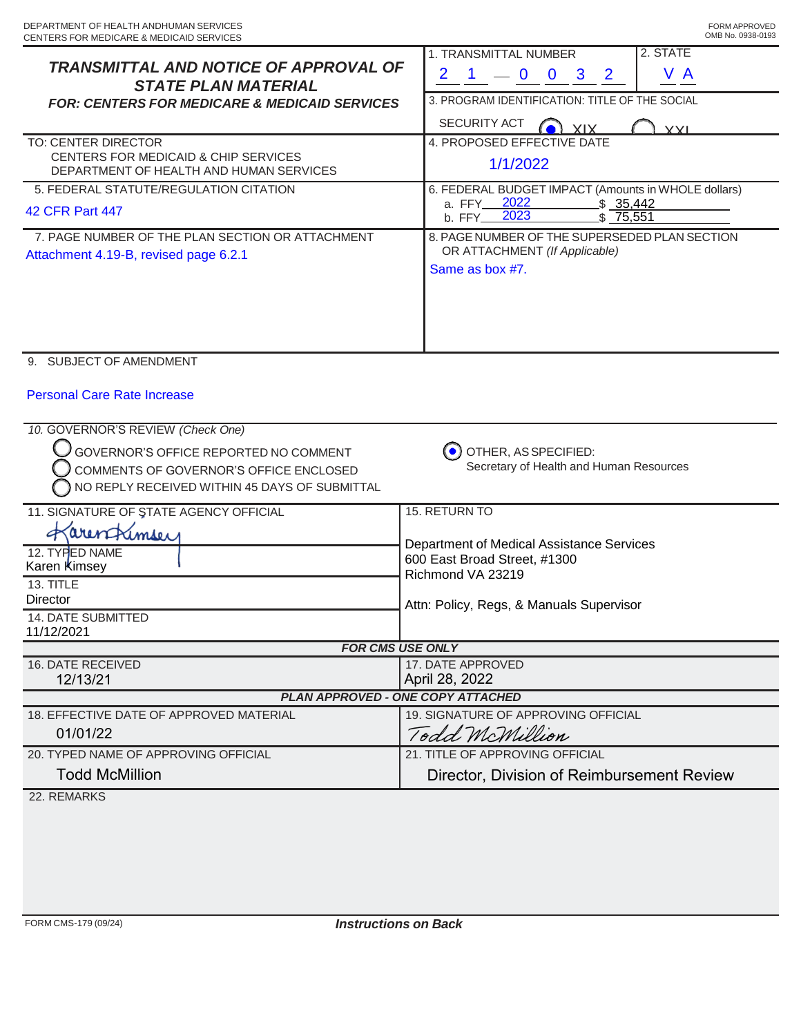DEPARTMENT OF HEALTH ANDHUMAN SERVICES
CENTERS FOR MEDICARE & MEDICAID SERVICES

FORM APPROVED
OMB No. 0938-0193

## TRANSMITTAL AND NOTICE OF APPROVAL OF STATE PLAN MATERIAL

### FOR: CENTERS FOR MEDICARE & MEDICAID SERVICES

**1. TRANSMITTAL NUMBER:** 2 1 — 0 0 3 2

**2. STATE:** V A

**3. PROGRAM IDENTIFICATION: TITLE OF THE SOCIAL SECURITY ACT:** (●) XIX ( ) XXI

**TO:** CENTER DIRECTOR
CENTERS FOR MEDICAID & CHIP SERVICES
DEPARTMENT OF HEALTH AND HUMAN SERVICES

**4. PROPOSED EFFECTIVE DATE:** 1/1/2022

**5. FEDERAL STATUTE/REGULATION CITATION:** 42 CFR Part 447

**6. FEDERAL BUDGET IMPACT (Amounts in WHOLE dollars)**
- a. FFY 2022 $ 35,442
- b. FFY 2023 $ 75,551

**7. PAGE NUMBER OF THE PLAN SECTION OR ATTACHMENT:** Attachment 4.19-B, revised page 6.2.1

**8. PAGE NUMBER OF THE SUPERSEDED PLAN SECTION OR ATTACHMENT** *(If Applicable)*: Same as box #7.

**9. SUBJECT OF AMENDMENT:** Personal Care Rate Increase

**10. GOVERNOR'S REVIEW** *(Check One)*
- ( ) GOVERNOR'S OFFICE REPORTED NO COMMENT
- ( ) COMMENTS OF GOVERNOR'S OFFICE ENCLOSED
- ( ) NO REPLY RECEIVED WITHIN 45 DAYS OF SUBMITTAL
- (●) OTHER, AS SPECIFIED: Secretary of Health and Human Resources

**11. SIGNATURE OF STATE AGENCY OFFICIAL:** Karen Kimsey

**12. TYPED NAME:** Karen Kimsey

**13. TITLE:** Director

**14. DATE SUBMITTED:** 11/12/2021

**15. RETURN TO:**
Department of Medical Assistance Services
600 East Broad Street, #1300
Richmond VA 23219

Attn: Policy, Regs, & Manuals Supervisor

### FOR CMS USE ONLY

**16. DATE RECEIVED:** 12/13/21

**17. DATE APPROVED:** April 28, 2022

### PLAN APPROVED - ONE COPY ATTACHED

**18. EFFECTIVE DATE OF APPROVED MATERIAL:** 01/01/22

**19. SIGNATURE OF APPROVING OFFICIAL:** Todd McMillion

**20. TYPED NAME OF APPROVING OFFICIAL:** Todd McMillion

**21. TITLE OF APPROVING OFFICIAL:** Director, Division of Reimbursement Review

**22. REMARKS**

FORM CMS-179 (09/24)

*Instructions on Back*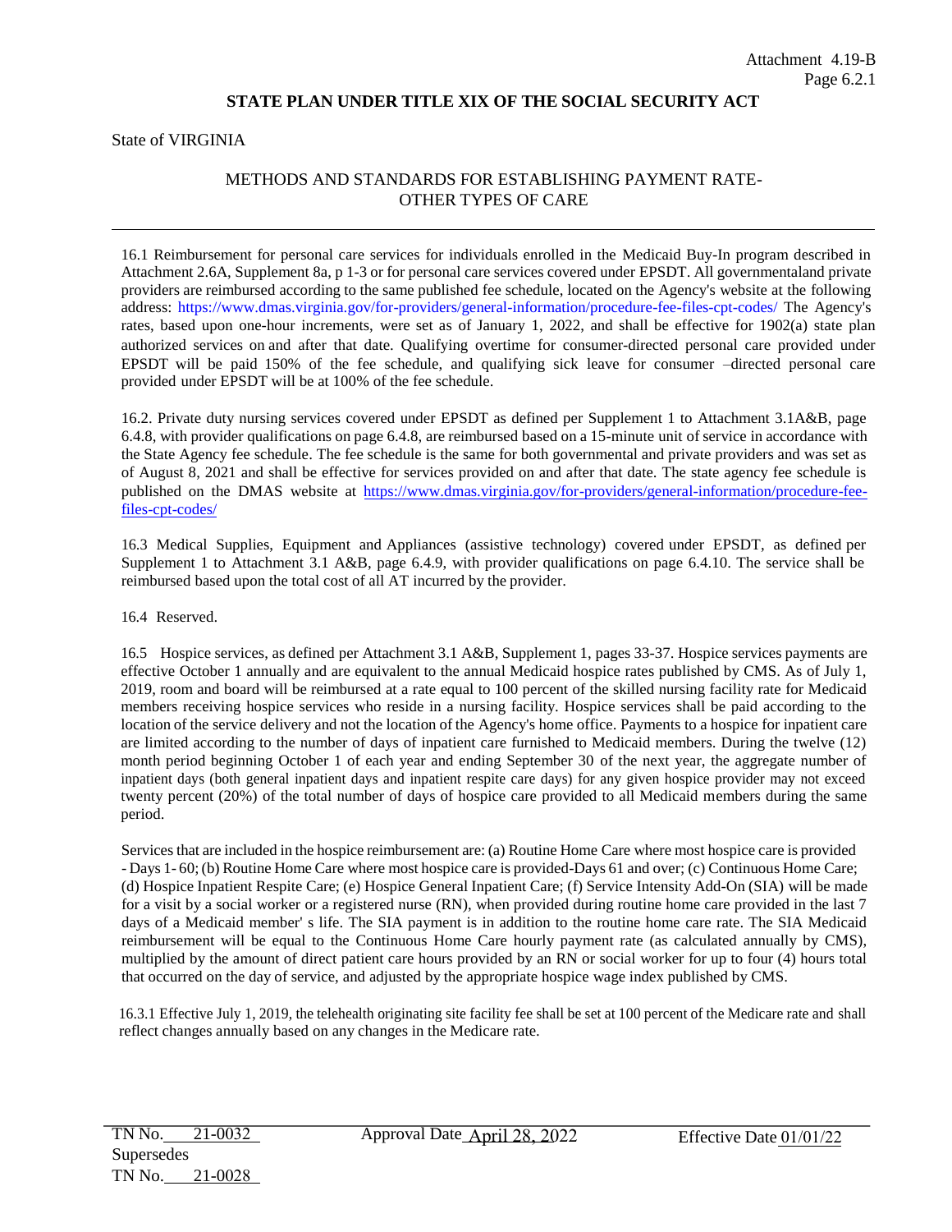Attachment 4.19-B
Page 6.2.1

**STATE PLAN UNDER TITLE XIX OF THE SOCIAL SECURITY ACT**

State of VIRGINIA

METHODS AND STANDARDS FOR ESTABLISHING PAYMENT RATE-
OTHER TYPES OF CARE

---

16.1 Reimbursement for personal care services for individuals enrolled in the Medicaid Buy-In program described in Attachment 2.6A, Supplement 8a, p 1-3 or for personal care services covered under EPSDT. All governmentaland private providers are reimbursed according to the same published fee schedule, located on the Agency's website at the following address: https://www.dmas.virginia.gov/for-providers/general-information/procedure-fee-files-cpt-codes/ The Agency's rates, based upon one-hour increments, were set as of January 1, 2022, and shall be effective for 1902(a) state plan authorized services on and after that date. Qualifying overtime for consumer-directed personal care provided under EPSDT will be paid 150% of the fee schedule, and qualifying sick leave for consumer –directed personal care provided under EPSDT will be at 100% of the fee schedule.

16.2. Private duty nursing services covered under EPSDT as defined per Supplement 1 to Attachment 3.1A&B, page 6.4.8, with provider qualifications on page 6.4.8, are reimbursed based on a 15-minute unit of service in accordance with the State Agency fee schedule. The fee schedule is the same for both governmental and private providers and was set as of August 8, 2021 and shall be effective for services provided on and after that date. The state agency fee schedule is published on the DMAS website at https://www.dmas.virginia.gov/for-providers/general-information/procedure-fee-files-cpt-codes/

16.3 Medical Supplies, Equipment and Appliances (assistive technology) covered under EPSDT, as defined per Supplement 1 to Attachment 3.1 A&B, page 6.4.9, with provider qualifications on page 6.4.10. The service shall be reimbursed based upon the total cost of all AT incurred by the provider.

16.4 Reserved.

16.5 Hospice services, as defined per Attachment 3.1 A&B, Supplement 1, pages 33-37. Hospice services payments are effective October 1 annually and are equivalent to the annual Medicaid hospice rates published by CMS. As of July 1, 2019, room and board will be reimbursed at a rate equal to 100 percent of the skilled nursing facility rate for Medicaid members receiving hospice services who reside in a nursing facility. Hospice services shall be paid according to the location of the service delivery and not the location of the Agency's home office. Payments to a hospice for inpatient care are limited according to the number of days of inpatient care furnished to Medicaid members. During the twelve (12) month period beginning October 1 of each year and ending September 30 of the next year, the aggregate number of inpatient days (both general inpatient days and inpatient respite care days) for any given hospice provider may not exceed twenty percent (20%) of the total number of days of hospice care provided to all Medicaid members during the same period.

Services that are included in the hospice reimbursement are: (a) Routine Home Care where most hospice care is provided - Days 1- 60; (b) Routine Home Care where most hospice care is provided-Days 61 and over; (c) Continuous Home Care; (d) Hospice Inpatient Respite Care; (e) Hospice General Inpatient Care; (f) Service Intensity Add-On (SIA) will be made for a visit by a social worker or a registered nurse (RN), when provided during routine home care provided in the last 7 days of a Medicaid member' s life. The SIA payment is in addition to the routine home care rate. The SIA Medicaid reimbursement will be equal to the Continuous Home Care hourly payment rate (as calculated annually by CMS), multiplied by the amount of direct patient care hours provided by an RN or social worker for up to four (4) hours total that occurred on the day of service, and adjusted by the appropriate hospice wage index published by CMS.

16.3.1 Effective July 1, 2019, the telehealth originating site facility fee shall be set at 100 percent of the Medicare rate and shall reflect changes annually based on any changes in the Medicare rate.

---

TN No. 21-0032 Approval Date April 28, 2022 Effective Date 01/01/22
Supersedes
TN No. 21-0028